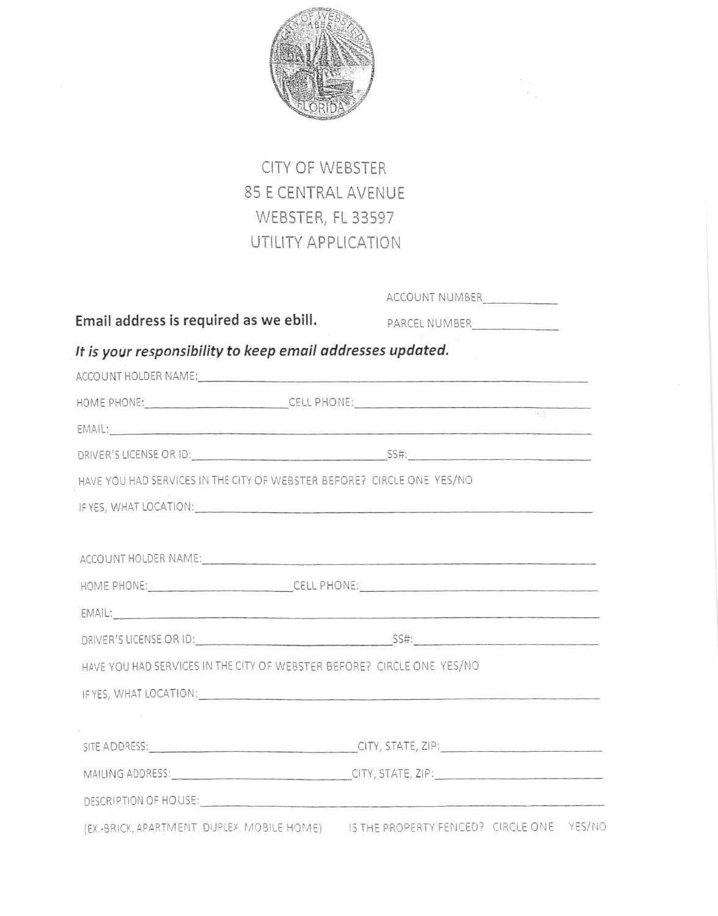# CITY OF WEBSTER
## 85 E CENTRAL AVENUE
## WEBSTER, FL 33597
## UTILITY APPLICATION

ACCOUNT NUMBER____________

**Email address is required as we ebill.** PARCEL NUMBER______________

***It is your responsibility to keep email addresses updated.***

ACCOUNT HOLDER NAME:________________________________________________

HOME PHONE:______________________ CELL PHONE:______________________

EMAIL:____________________________________________________________

DRIVER'S LICENSE OR ID:______________________ SS#:____________________

HAVE YOU HAD SERVICES IN THE CITY OF WEBSTER BEFORE? CIRCLE ONE YES/NO

IF YES, WHAT LOCATION:_______________________________________________

ACCOUNT HOLDER NAME:________________________________________________

HOME PHONE:______________________ CELL PHONE:______________________

EMAIL:____________________________________________________________

DRIVER'S LICENSE OR ID:______________________ SS#:____________________

HAVE YOU HAD SERVICES IN THE CITY OF WEBSTER BEFORE? CIRCLE ONE YES/NO

IF YES, WHAT LOCATION:_______________________________________________

SITE ADDRESS:__________________________ CITY, STATE, ZIP:____________________

MAILING ADDRESS:_______________________ CITY, STATE, ZIP:____________________

DESCRIPTION OF HOUSE:________________________________________________

(EX.-BRICK, APARTMENT, DUPLEX, MOBILE HOME) IS THE PROPERTY FENCED? CIRCLE ONE YES/NO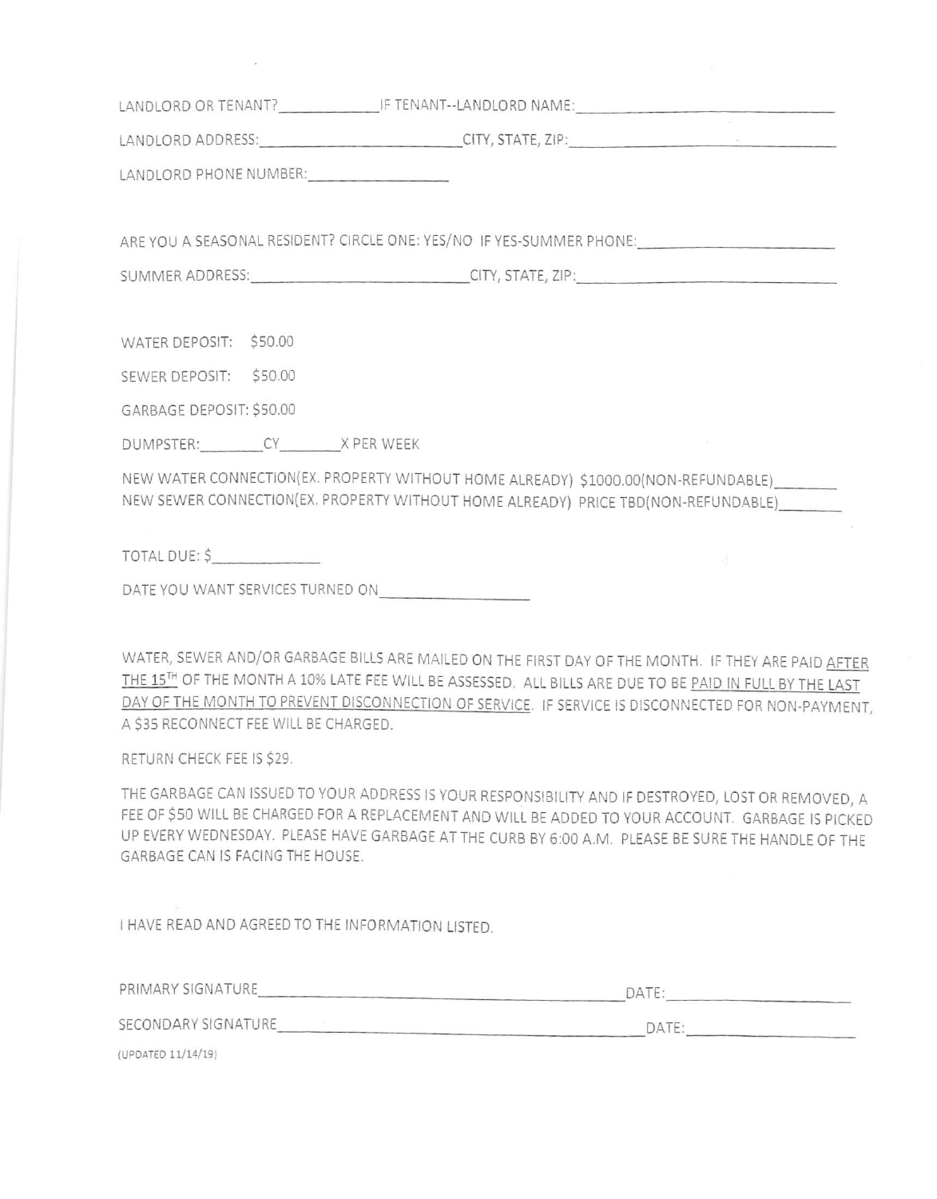LANDLORD OR TENANT?____________ IF TENANT--LANDLORD NAME:______________________________

LANDLORD ADDRESS:________________________ CITY, STATE, ZIP:______________________________

LANDLORD PHONE NUMBER:________________

ARE YOU A SEASONAL RESIDENT? CIRCLE ONE: YES/NO IF YES-SUMMER PHONE:______________________

SUMMER ADDRESS:_________________________ CITY, STATE, ZIP:______________________________

WATER DEPOSIT: $50.00

SEWER DEPOSIT: $50.00

GARBAGE DEPOSIT: $50.00

DUMPSTER:________CY________X PER WEEK

NEW WATER CONNECTION(EX. PROPERTY WITHOUT HOME ALREADY) $1000.00(NON-REFUNDABLE)________
NEW SEWER CONNECTION(EX. PROPERTY WITHOUT HOME ALREADY) PRICE TBD(NON-REFUNDABLE)________

TOTAL DUE: $_____________

DATE YOU WANT SERVICES TURNED ON__________________

WATER, SEWER AND/OR GARBAGE BILLS ARE MAILED ON THE FIRST DAY OF THE MONTH. IF THEY ARE PAID AFTER THE 15TH OF THE MONTH A 10% LATE FEE WILL BE ASSESSED. ALL BILLS ARE DUE TO BE PAID IN FULL BY THE LAST DAY OF THE MONTH TO PREVENT DISCONNECTION OF SERVICE. IF SERVICE IS DISCONNECTED FOR NON-PAYMENT, A $35 RECONNECT FEE WILL BE CHARGED.

RETURN CHECK FEE IS $29.

THE GARBAGE CAN ISSUED TO YOUR ADDRESS IS YOUR RESPONSIBILITY AND IF DESTROYED, LOST OR REMOVED, A FEE OF $50 WILL BE CHARGED FOR A REPLACEMENT AND WILL BE ADDED TO YOUR ACCOUNT. GARBAGE IS PICKED UP EVERY WEDNESDAY. PLEASE HAVE GARBAGE AT THE CURB BY 6:00 A.M. PLEASE BE SURE THE HANDLE OF THE GARBAGE CAN IS FACING THE HOUSE.

I HAVE READ AND AGREED TO THE INFORMATION LISTED.

PRIMARY SIGNATURE_____________________________________________ DATE:____________________

SECONDARY SIGNATURE___________________________________________ DATE:____________________

(UPDATED 11/14/19)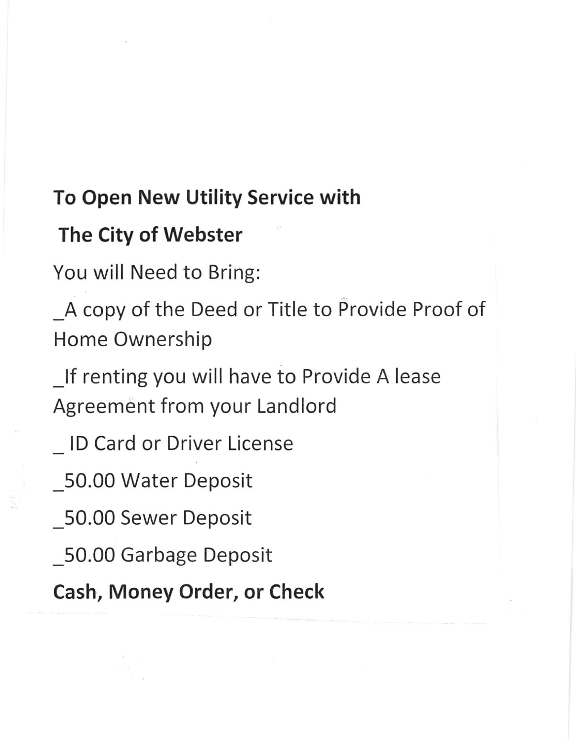**To Open New Utility Service with**

**The City of Webster**

You will Need to Bring:

_A copy of the Deed or Title to Provide Proof of Home Ownership

_If renting you will have to Provide A lease Agreement from your Landlord

_ ID Card or Driver License

_50.00 Water Deposit

_50.00 Sewer Deposit

_50.00 Garbage Deposit

**Cash, Money Order, or Check**